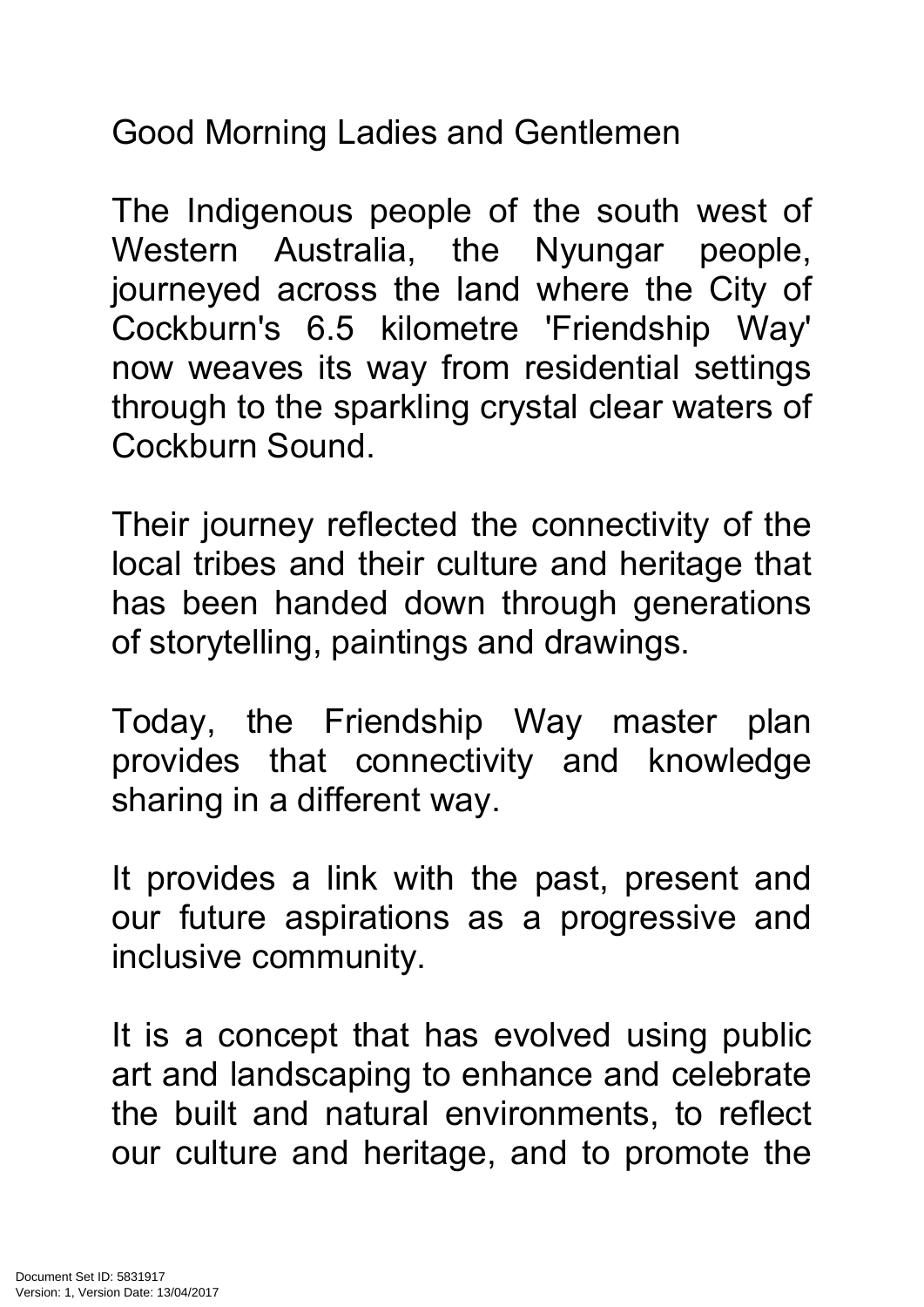Good Morning Ladies and Gentlemen

The Indigenous people of the south west of Western Australia, the Nyungar people, journeyed across the land where the City of Cockburn's 6.5 kilometre 'Friendship Way' now weaves its way from residential settings through to the sparkling crystal clear waters of Cockburn Sound.

Their journey reflected the connectivity of the local tribes and their culture and heritage that has been handed down through generations of storytelling, paintings and drawings.

Today, the Friendship Way master plan provides that connectivity and knowledge sharing in a different way.

It provides a link with the past, present and our future aspirations as a progressive and inclusive community.

It is a concept that has evolved using public art and landscaping to enhance and celebrate the built and natural environments, to reflect our culture and heritage, and to promote the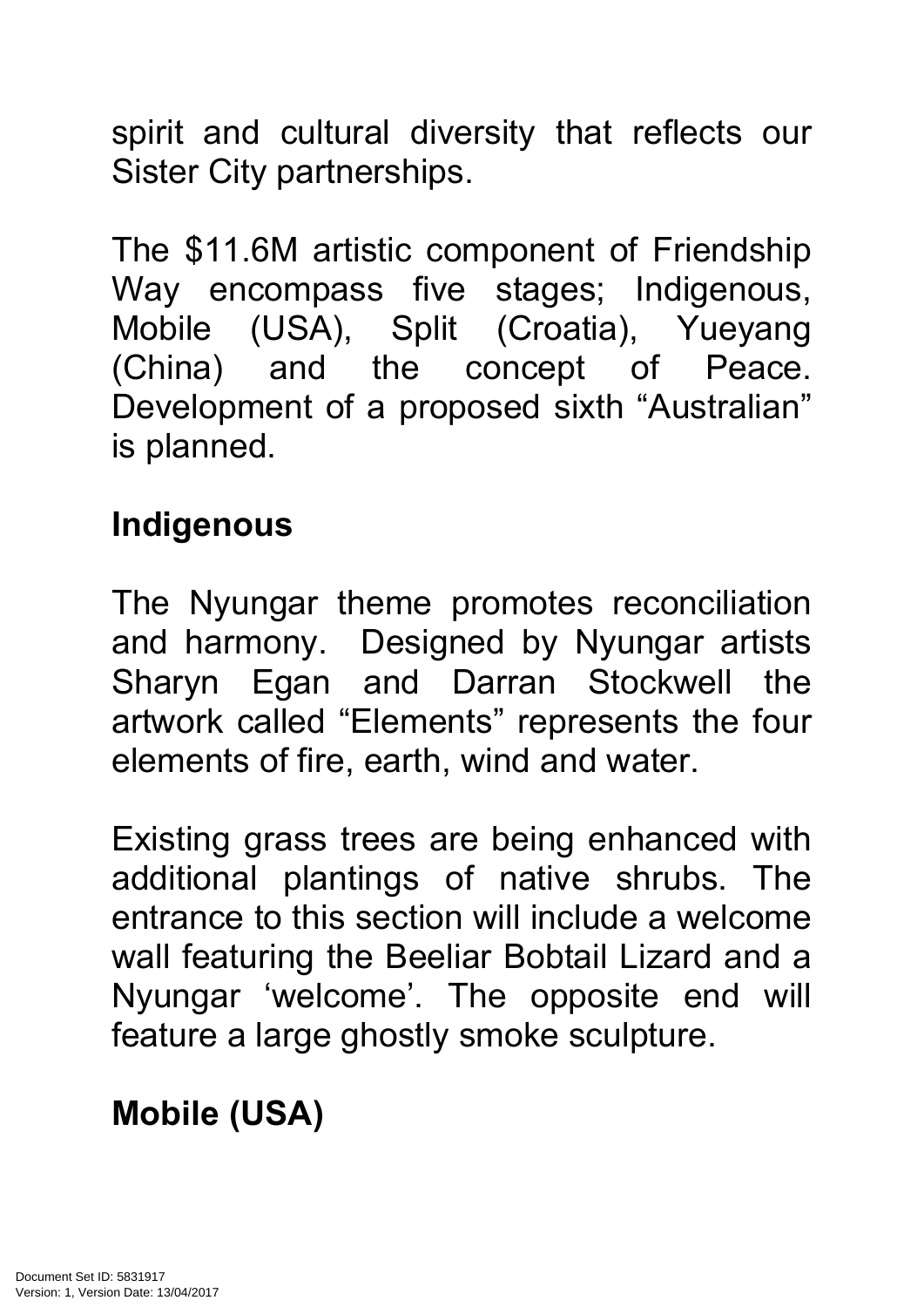spirit and cultural diversity that reflects our Sister City partnerships.

The $11.6M artistic component of Friendship Way encompass five stages; Indigenous, Mobile (USA), Split (Croatia), Yueyang (China) and the concept of Peace. Development of a proposed sixth “Australian” is planned.

## Indigenous

The Nyungar theme promotes reconciliation and harmony. Designed by Nyungar artists Sharyn Egan and Darran Stockwell the artwork called “Elements” represents the four elements of fire, earth, wind and water.

Existing grass trees are being enhanced with additional plantings of native shrubs. The entrance to this section will include a welcome wall featuring the Beeliar Bobtail Lizard and a Nyungar ‘welcome’. The opposite end will feature a large ghostly smoke sculpture.

## Mobile (USA)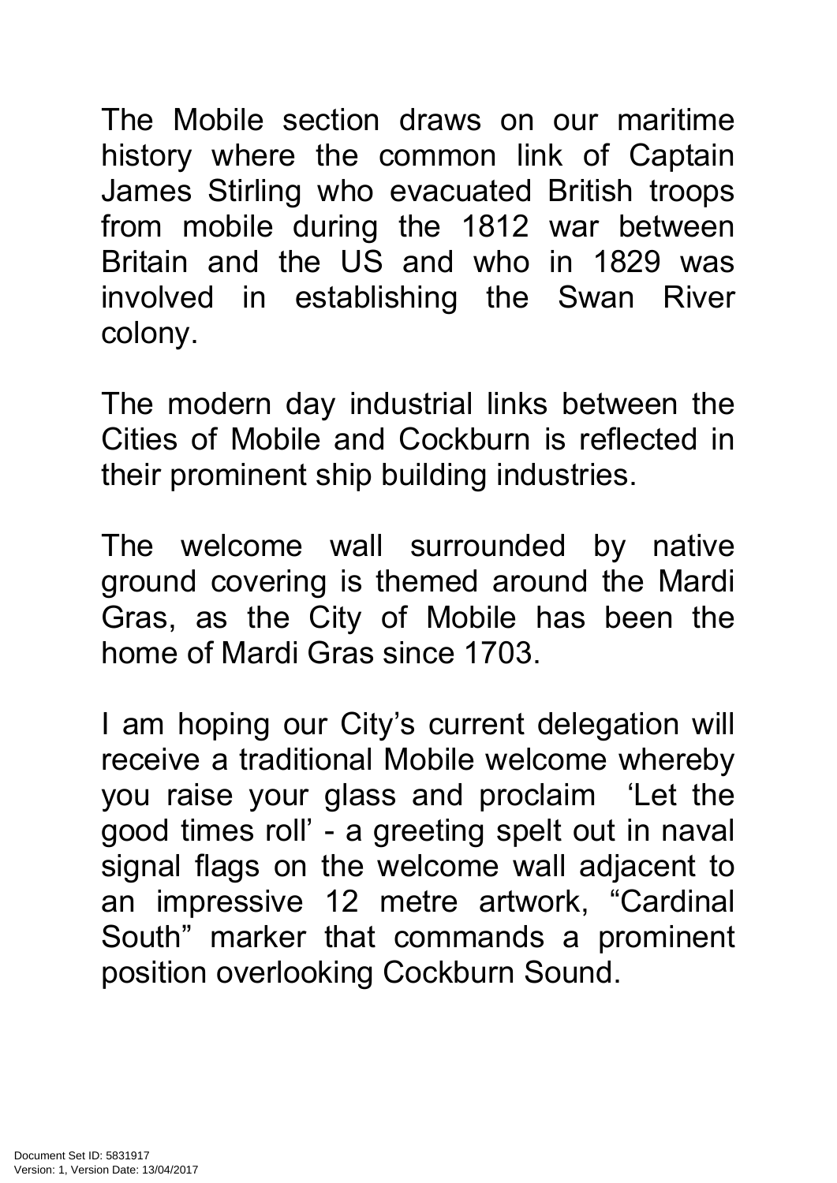The Mobile section draws on our maritime history where the common link of Captain James Stirling who evacuated British troops from mobile during the 1812 war between Britain and the US and who in 1829 was involved in establishing the Swan River colony.

The modern day industrial links between the Cities of Mobile and Cockburn is reflected in their prominent ship building industries.

The welcome wall surrounded by native ground covering is themed around the Mardi Gras, as the City of Mobile has been the home of Mardi Gras since 1703.

I am hoping our City's current delegation will receive a traditional Mobile welcome whereby you raise your glass and proclaim 'Let the good times roll' - a greeting spelt out in naval signal flags on the welcome wall adjacent to an impressive 12 metre artwork, "Cardinal South" marker that commands a prominent position overlooking Cockburn Sound.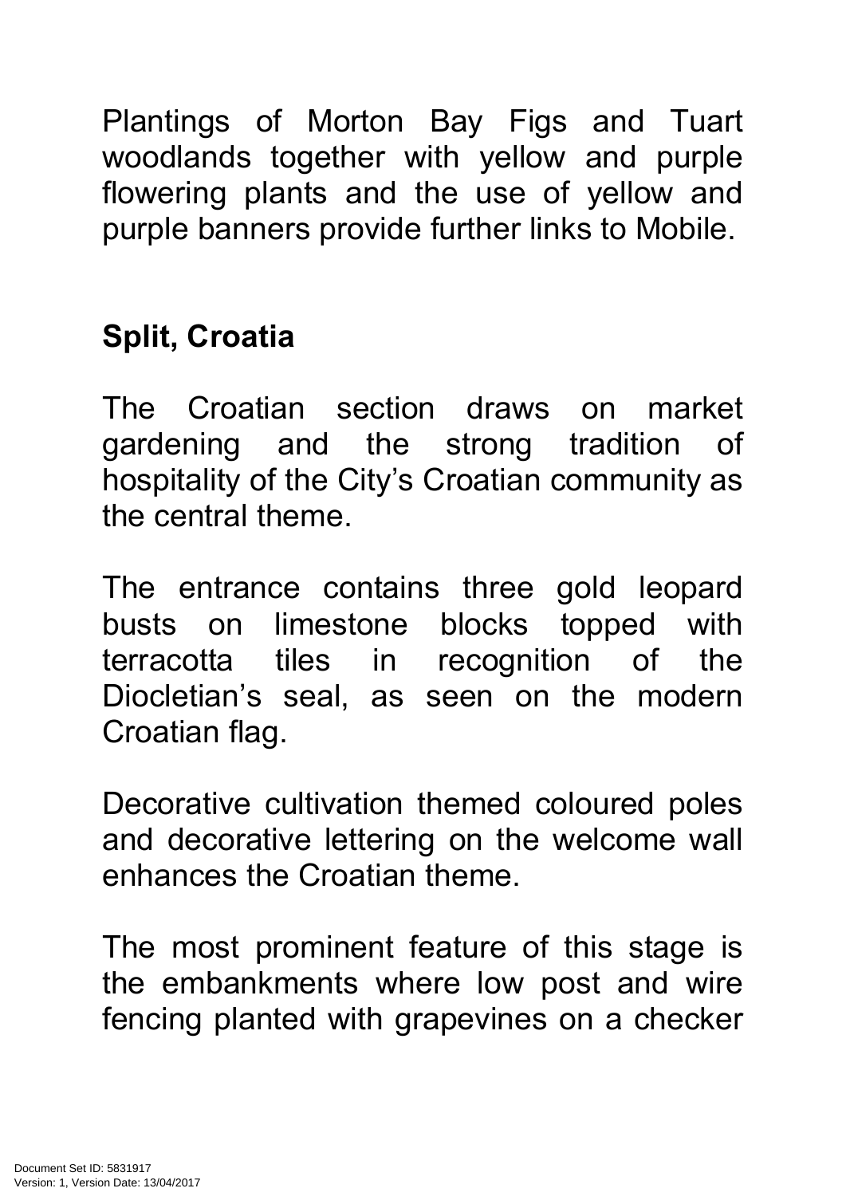Plantings of Morton Bay Figs and Tuart woodlands together with yellow and purple flowering plants and the use of yellow and purple banners provide further links to Mobile.

## Split, Croatia

The Croatian section draws on market gardening and the strong tradition of hospitality of the City's Croatian community as the central theme.

The entrance contains three gold leopard busts on limestone blocks topped with terracotta tiles in recognition of the Diocletian's seal, as seen on the modern Croatian flag.

Decorative cultivation themed coloured poles and decorative lettering on the welcome wall enhances the Croatian theme.

The most prominent feature of this stage is the embankments where low post and wire fencing planted with grapevines on a checker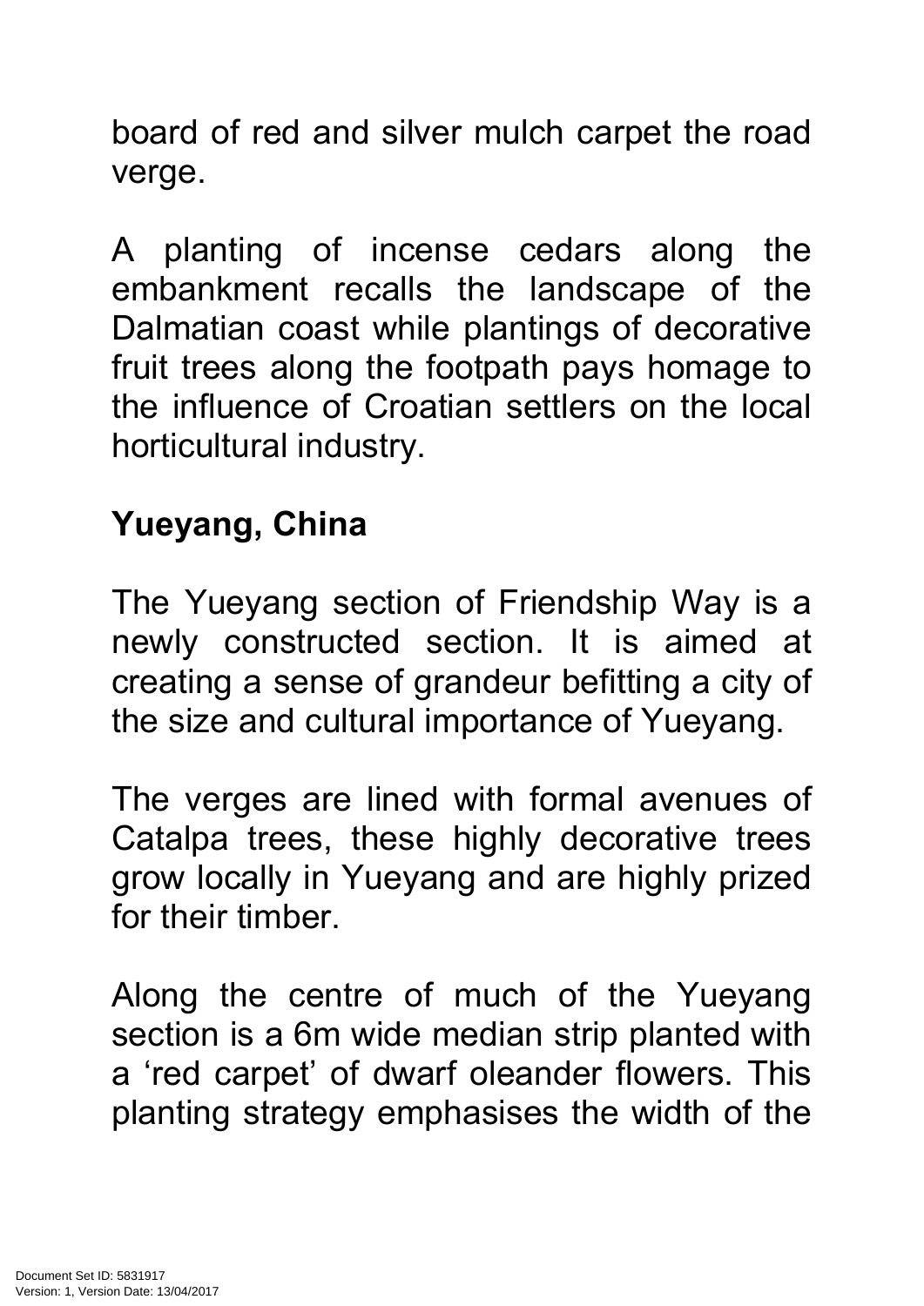board of red and silver mulch carpet the road verge.

A planting of incense cedars along the embankment recalls the landscape of the Dalmatian coast while plantings of decorative fruit trees along the footpath pays homage to the influence of Croatian settlers on the local horticultural industry.

## Yueyang, China

The Yueyang section of Friendship Way is a newly constructed section. It is aimed at creating a sense of grandeur befitting a city of the size and cultural importance of Yueyang.

The verges are lined with formal avenues of Catalpa trees, these highly decorative trees grow locally in Yueyang and are highly prized for their timber.

Along the centre of much of the Yueyang section is a 6m wide median strip planted with a 'red carpet' of dwarf oleander flowers. This planting strategy emphasises the width of the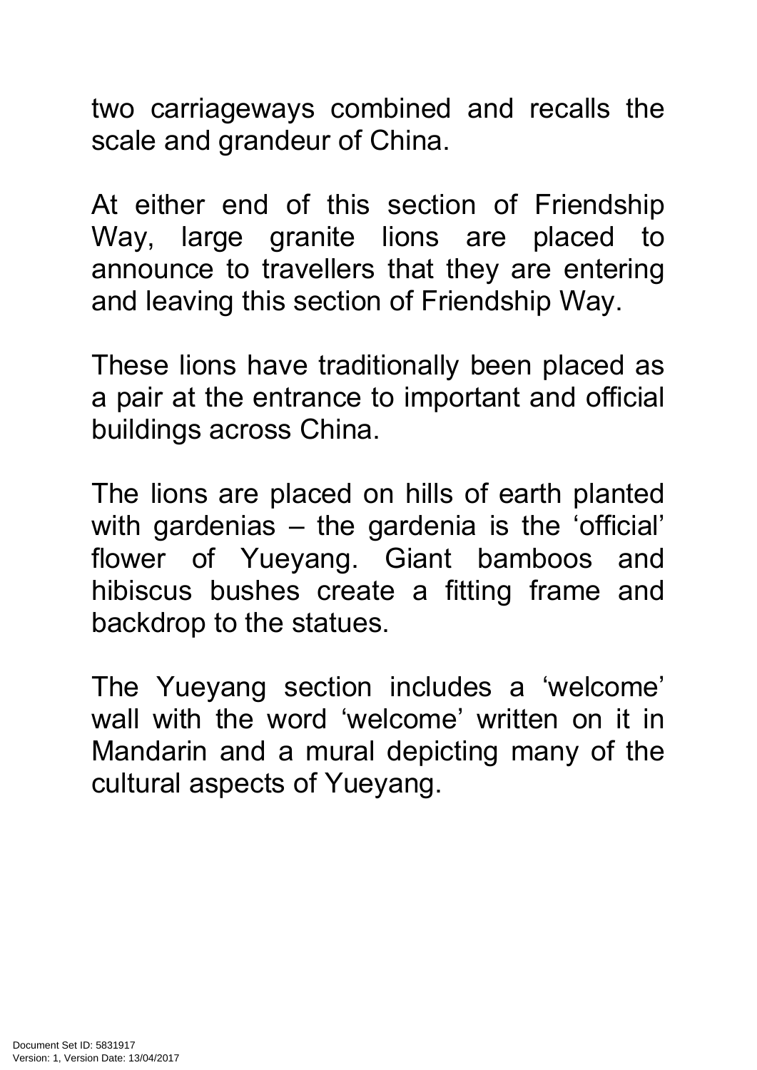two carriageways combined and recalls the scale and grandeur of China.

At either end of this section of Friendship Way, large granite lions are placed to announce to travellers that they are entering and leaving this section of Friendship Way.

These lions have traditionally been placed as a pair at the entrance to important and official buildings across China.

The lions are placed on hills of earth planted with gardenias – the gardenia is the 'official' flower of Yueyang. Giant bamboos and hibiscus bushes create a fitting frame and backdrop to the statues.

The Yueyang section includes a 'welcome' wall with the word 'welcome' written on it in Mandarin and a mural depicting many of the cultural aspects of Yueyang.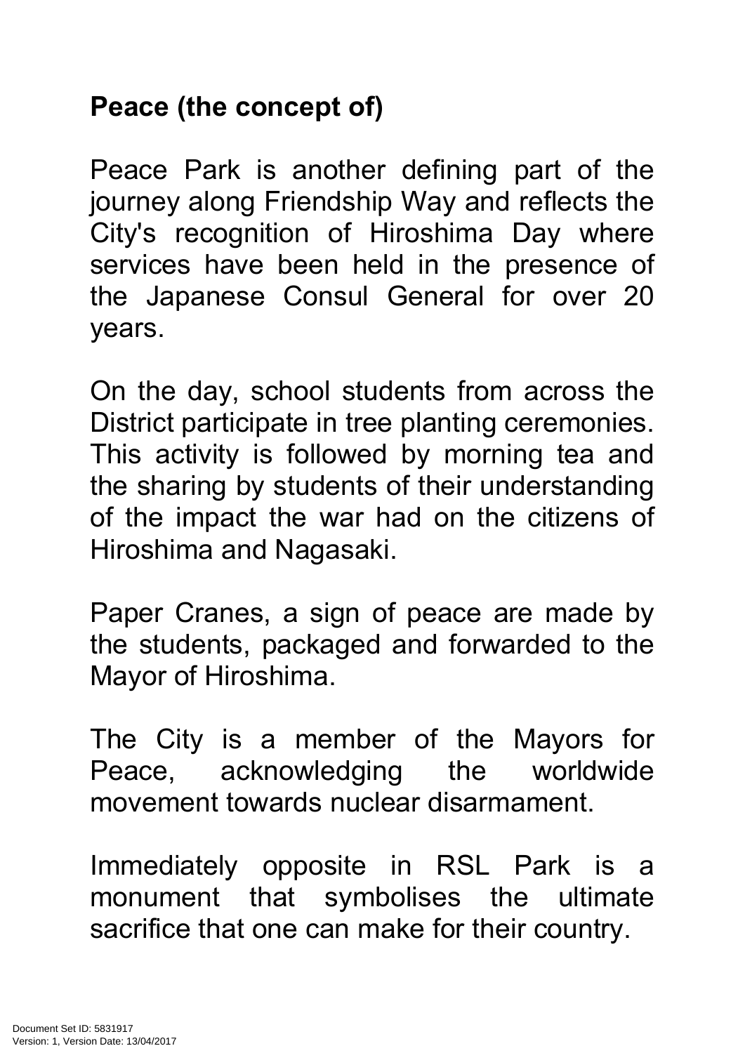## Peace (the concept of)

Peace Park is another defining part of the journey along Friendship Way and reflects the City's recognition of Hiroshima Day where services have been held in the presence of the Japanese Consul General for over 20 years.

On the day, school students from across the District participate in tree planting ceremonies. This activity is followed by morning tea and the sharing by students of their understanding of the impact the war had on the citizens of Hiroshima and Nagasaki.

Paper Cranes, a sign of peace are made by the students, packaged and forwarded to the Mayor of Hiroshima.

The City is a member of the Mayors for Peace, acknowledging the worldwide movement towards nuclear disarmament.

Immediately opposite in RSL Park is a monument that symbolises the ultimate sacrifice that one can make for their country.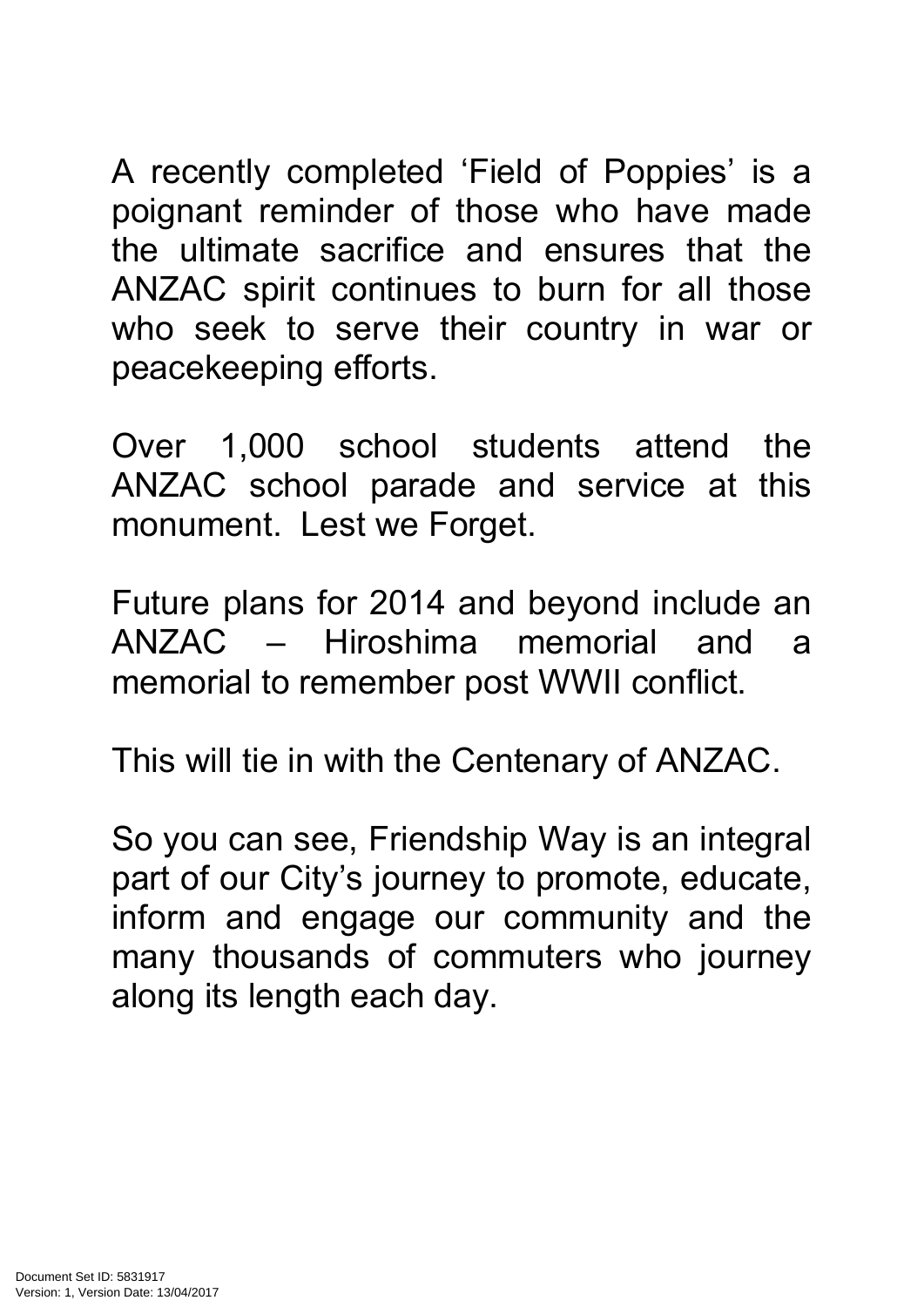A recently completed ‘Field of Poppies’ is a poignant reminder of those who have made the ultimate sacrifice and ensures that the ANZAC spirit continues to burn for all those who seek to serve their country in war or peacekeeping efforts.

Over 1,000 school students attend the ANZAC school parade and service at this monument. Lest we Forget.

Future plans for 2014 and beyond include an ANZAC – Hiroshima memorial and a memorial to remember post WWII conflict.

This will tie in with the Centenary of ANZAC.

So you can see, Friendship Way is an integral part of our City’s journey to promote, educate, inform and engage our community and the many thousands of commuters who journey along its length each day.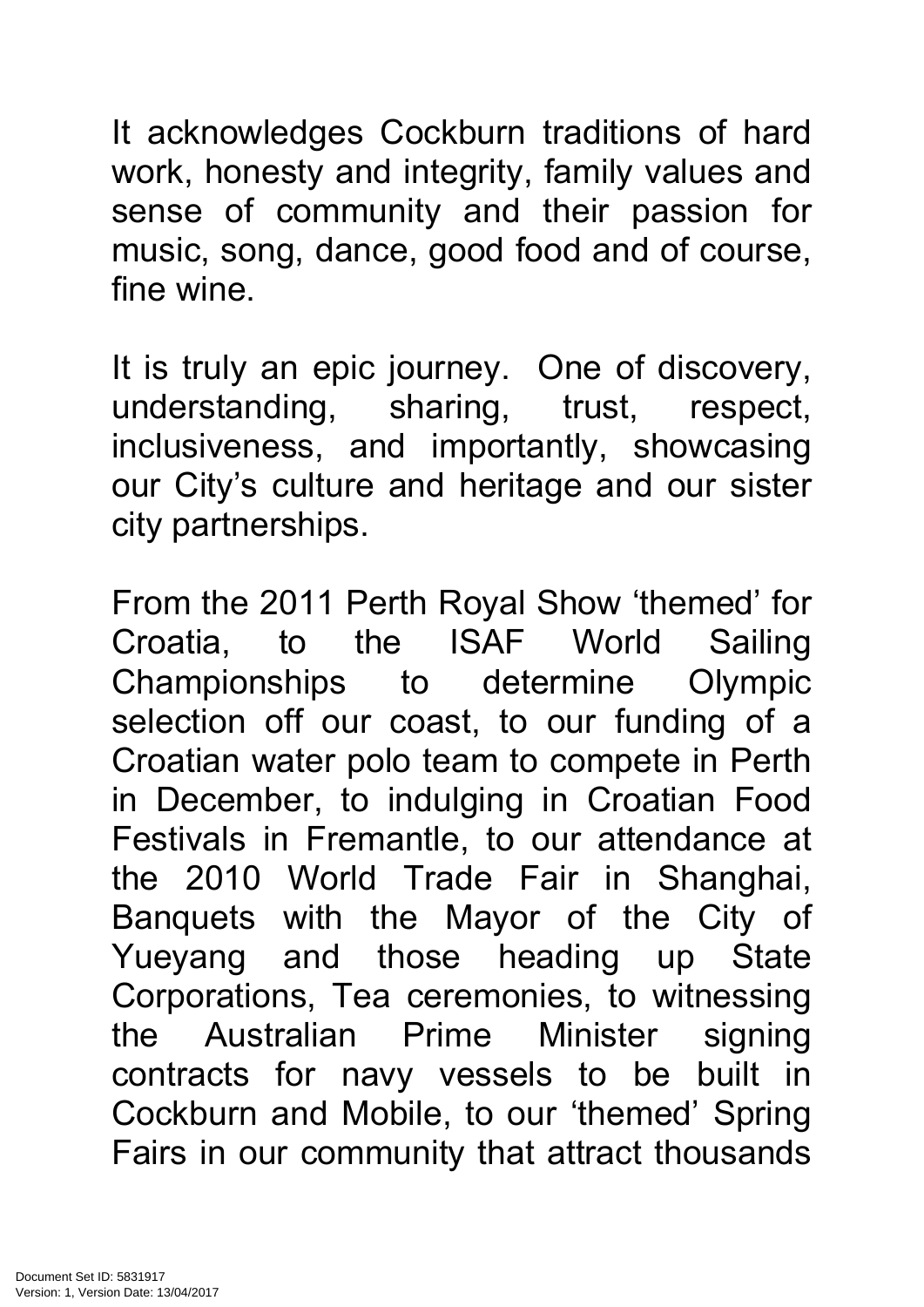It acknowledges Cockburn traditions of hard work, honesty and integrity, family values and sense of community and their passion for music, song, dance, good food and of course, fine wine.

It is truly an epic journey. One of discovery, understanding, sharing, trust, respect, inclusiveness, and importantly, showcasing our City's culture and heritage and our sister city partnerships.

From the 2011 Perth Royal Show 'themed' for Croatia, to the ISAF World Sailing Championships to determine Olympic selection off our coast, to our funding of a Croatian water polo team to compete in Perth in December, to indulging in Croatian Food Festivals in Fremantle, to our attendance at the 2010 World Trade Fair in Shanghai, Banquets with the Mayor of the City of Yueyang and those heading up State Corporations, Tea ceremonies, to witnessing the Australian Prime Minister signing contracts for navy vessels to be built in Cockburn and Mobile, to our 'themed' Spring Fairs in our community that attract thousands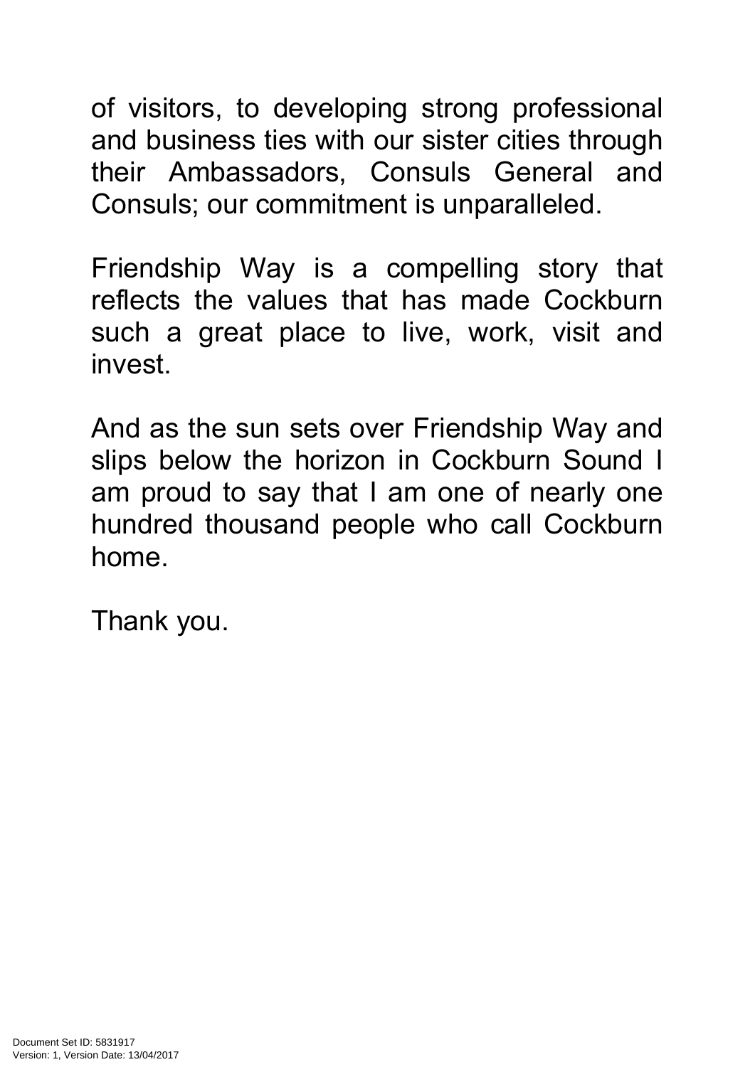of visitors, to developing strong professional and business ties with our sister cities through their Ambassadors, Consuls General and Consuls; our commitment is unparalleled.

Friendship Way is a compelling story that reflects the values that has made Cockburn such a great place to live, work, visit and invest.

And as the sun sets over Friendship Way and slips below the horizon in Cockburn Sound I am proud to say that I am one of nearly one hundred thousand people who call Cockburn home.

Thank you.